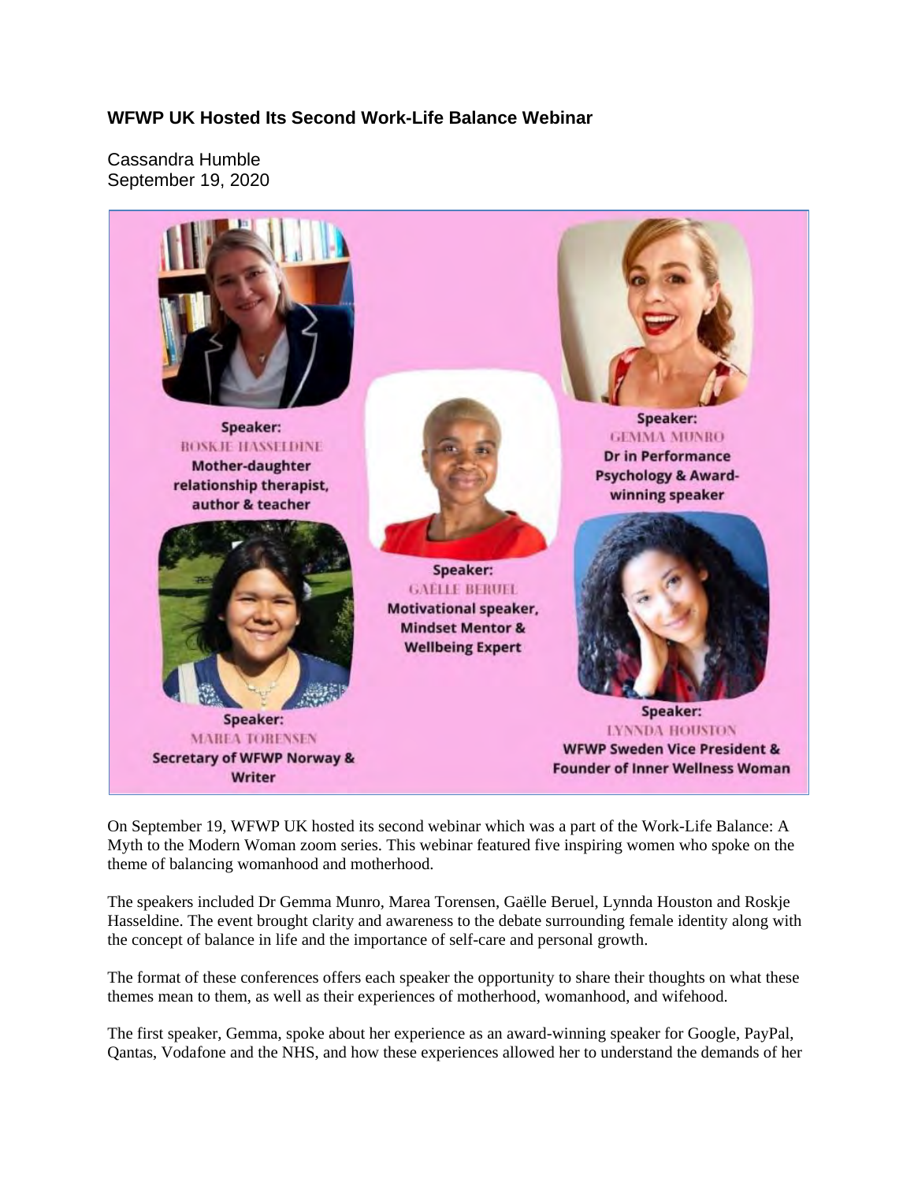## WFWP UK Hosted Its Second Work-Life Balance Webinar

Cassandra Humble
September 19, 2020

Speaker:
ROSKJE HASSELDINE
Mother-daughter relationship therapist, author & teacher

Speaker:
GAËLLE BERUEL
Motivational speaker, Mindset Mentor & Wellbeing Expert

Speaker:
GEMMA MUNRO
Dr in Performance Psychology & Award-winning speaker

Speaker:
MAREA TORENSEN
Secretary of WFWP Norway & Writer

Speaker:
LYNNDA HOUSTON
WFWP Sweden Vice President & Founder of Inner Wellness Woman

On September 19, WFWP UK hosted its second webinar which was a part of the Work-Life Balance: A Myth to the Modern Woman zoom series. This webinar featured five inspiring women who spoke on the theme of balancing womanhood and motherhood.

The speakers included Dr Gemma Munro, Marea Torensen, Gaëlle Beruel, Lynnda Houston and Roskje Hasseldine. The event brought clarity and awareness to the debate surrounding female identity along with the concept of balance in life and the importance of self-care and personal growth.

The format of these conferences offers each speaker the opportunity to share their thoughts on what these themes mean to them, as well as their experiences of motherhood, womanhood, and wifehood.

The first speaker, Gemma, spoke about her experience as an award-winning speaker for Google, PayPal, Qantas, Vodafone and the NHS, and how these experiences allowed her to understand the demands of her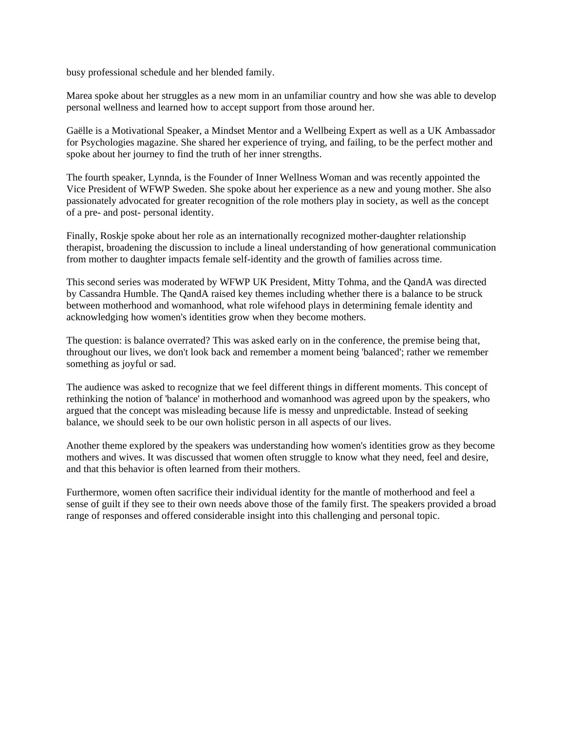busy professional schedule and her blended family.

Marea spoke about her struggles as a new mom in an unfamiliar country and how she was able to develop personal wellness and learned how to accept support from those around her.

Gaëlle is a Motivational Speaker, a Mindset Mentor and a Wellbeing Expert as well as a UK Ambassador for Psychologies magazine. She shared her experience of trying, and failing, to be the perfect mother and spoke about her journey to find the truth of her inner strengths.

The fourth speaker, Lynnda, is the Founder of Inner Wellness Woman and was recently appointed the Vice President of WFWP Sweden. She spoke about her experience as a new and young mother. She also passionately advocated for greater recognition of the role mothers play in society, as well as the concept of a pre- and post- personal identity.

Finally, Roskje spoke about her role as an internationally recognized mother-daughter relationship therapist, broadening the discussion to include a lineal understanding of how generational communication from mother to daughter impacts female self-identity and the growth of families across time.

This second series was moderated by WFWP UK President, Mitty Tohma, and the QandA was directed by Cassandra Humble. The QandA raised key themes including whether there is a balance to be struck between motherhood and womanhood, what role wifehood plays in determining female identity and acknowledging how women's identities grow when they become mothers.

The question: is balance overrated? This was asked early on in the conference, the premise being that, throughout our lives, we don't look back and remember a moment being 'balanced'; rather we remember something as joyful or sad.

The audience was asked to recognize that we feel different things in different moments. This concept of rethinking the notion of 'balance' in motherhood and womanhood was agreed upon by the speakers, who argued that the concept was misleading because life is messy and unpredictable. Instead of seeking balance, we should seek to be our own holistic person in all aspects of our lives.

Another theme explored by the speakers was understanding how women's identities grow as they become mothers and wives. It was discussed that women often struggle to know what they need, feel and desire, and that this behavior is often learned from their mothers.

Furthermore, women often sacrifice their individual identity for the mantle of motherhood and feel a sense of guilt if they see to their own needs above those of the family first. The speakers provided a broad range of responses and offered considerable insight into this challenging and personal topic.